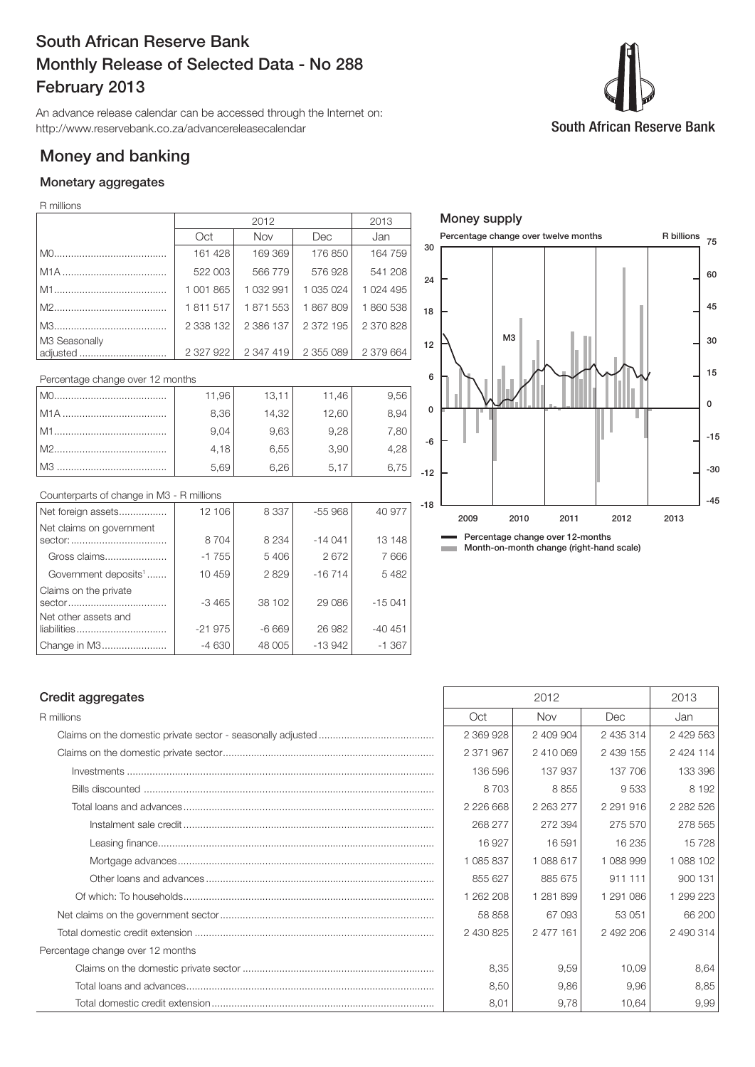# South African Reserve Bank
# Monthly Release of Selected Data - No 288
# February 2013

An advance release calendar can be accessed through the Internet on:
http://www.reservebank.co.za/advancereleasecalendar

South African Reserve Bank

## Money and banking

### Monetary aggregates

R millions

| | 2012 | | | 2013 |
|---|---|---|---|---|
| | Oct | Nov | Dec | Jan |
| M0 | 161 428 | 169 369 | 176 850 | 164 759 |
| M1A | 522 003 | 566 779 | 576 928 | 541 208 |
| M1 | 1 001 865 | 1 032 991 | 1 035 024 | 1 024 495 |
| M2 | 1 811 517 | 1 871 553 | 1 867 809 | 1 860 538 |
| M3 | 2 338 132 | 2 386 137 | 2 372 195 | 2 370 828 |
| M3 Seasonally adjusted | 2 327 922 | 2 347 419 | 2 355 089 | 2 379 664 |

Percentage change over 12 months

| | Oct | Nov | Dec | Jan |
|---|---|---|---|---|
| M0 | 11,96 | 13,11 | 11,46 | 9,56 |
| M1A | 8,36 | 14,32 | 12,60 | 8,94 |
| M1 | 9,04 | 9,63 | 9,28 | 7,80 |
| M2 | 4,18 | 6,55 | 3,90 | 4,28 |
| M3 | 5,69 | 6,26 | 5,17 | 6,75 |

Counterparts of change in M3 - R millions

| | Oct | Nov | Dec | Jan |
|---|---|---|---|---|
| Net foreign assets | 12 106 | 8 337 | -55 968 | 40 977 |
| Net claims on government sector: | 8 704 | 8 234 | -14 041 | 13 148 |
| Gross claims | -1 755 | 5 406 | 2 672 | 7 666 |
| Government deposits[1] | 10 459 | 2 829 | -16 714 | 5 482 |
| Claims on the private sector | -3 465 | 38 102 | 29 086 | -15 041 |
| Net other assets and liabilities | -21 975 | -6 669 | 26 982 | -40 451 |
| Change in M3 | -4 630 | 48 005 | -13 942 | -1 367 |

**Money supply**

Percentage change over twelve months — R billions

M3

2009 2010 2011 2012 2013

Percentage change over 12-months
Month-on-month change (right-hand scale)

### Credit aggregates

| R millions | 2012 Oct | 2012 Nov | 2012 Dec | 2013 Jan |
|---|---|---|---|---|
| Claims on the domestic private sector - seasonally adjusted | 2 369 928 | 2 409 904 | 2 435 314 | 2 429 563 |
| Claims on the domestic private sector | 2 371 967 | 2 410 069 | 2 439 155 | 2 424 114 |
| Investments | 136 596 | 137 937 | 137 706 | 133 396 |
| Bills discounted | 8 703 | 8 855 | 9 533 | 8 192 |
| Total loans and advances | 2 226 668 | 2 263 277 | 2 291 916 | 2 282 526 |
| Instalment sale credit | 268 277 | 272 394 | 275 570 | 278 565 |
| Leasing finance | 16 927 | 16 591 | 16 235 | 15 728 |
| Mortgage advances | 1 085 837 | 1 088 617 | 1 088 999 | 1 088 102 |
| Other loans and advances | 855 627 | 885 675 | 911 111 | 900 131 |
| Of which: To households | 1 262 208 | 1 281 899 | 1 291 086 | 1 299 223 |
| Net claims on the government sector | 58 858 | 67 093 | 53 051 | 66 200 |
| Total domestic credit extension | 2 430 825 | 2 477 161 | 2 492 206 | 2 490 314 |
| Percentage change over 12 months | | | | |
| Claims on the domestic private sector | 8,35 | 9,59 | 10,09 | 8,64 |
| Total loans and advances | 8,50 | 9,86 | 9,96 | 8,85 |
| Total domestic credit extension | 8,01 | 9,78 | 10,64 | 9,99 |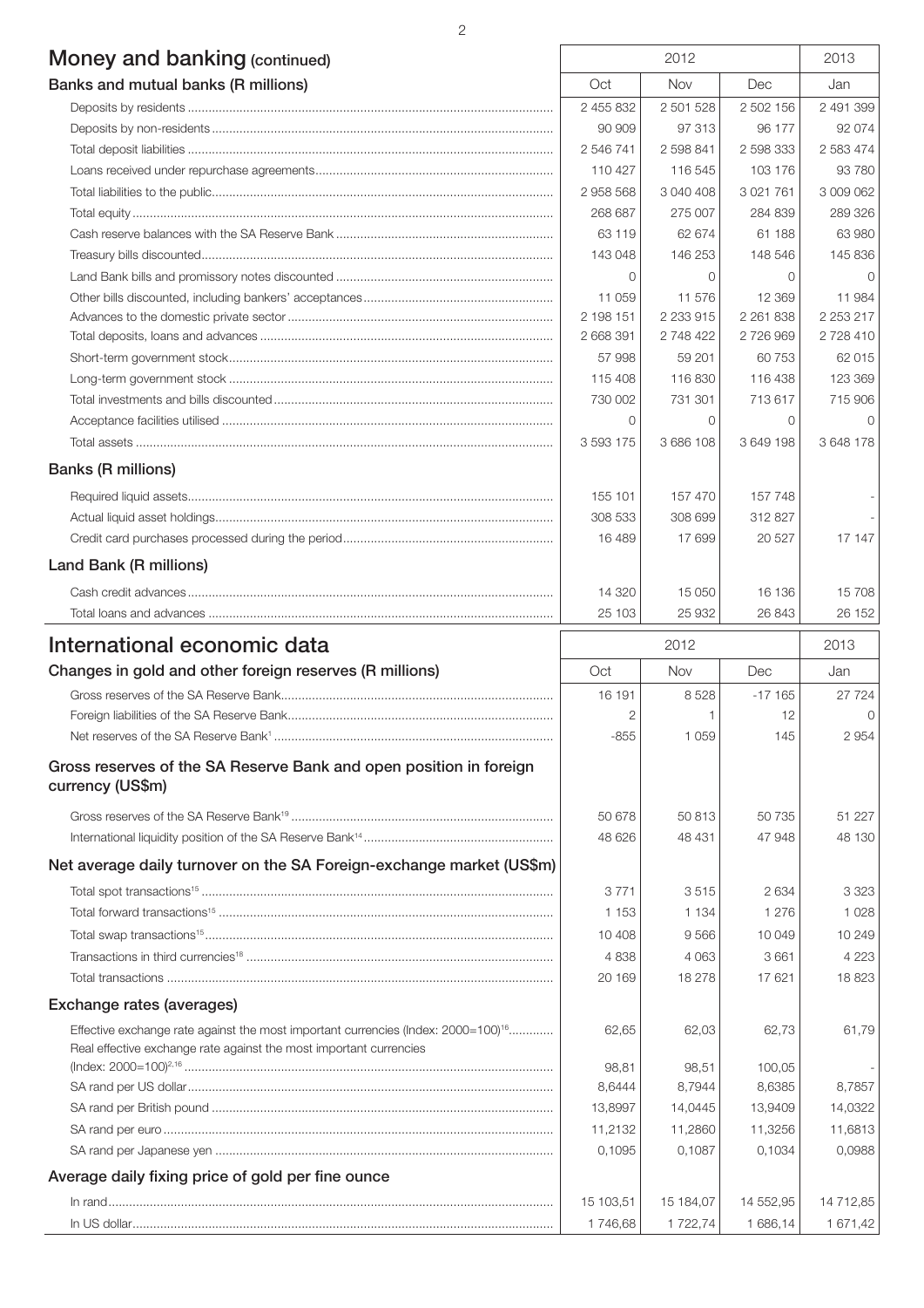# Money and banking (continued)

| Banks and mutual banks (R millions) | 2012 Oct | 2012 Nov | 2012 Dec | 2013 Jan |
|---|---|---|---|---|
| Deposits by residents | 2 455 832 | 2 501 528 | 2 502 156 | 2 491 399 |
| Deposits by non-residents | 90 909 | 97 313 | 96 177 | 92 074 |
| Total deposit liabilities | 2 546 741 | 2 598 841 | 2 598 333 | 2 583 474 |
| Loans received under repurchase agreements | 110 427 | 116 545 | 103 176 | 93 780 |
| Total liabilities to the public | 2 958 568 | 3 040 408 | 3 021 761 | 3 009 062 |
| Total equity | 268 687 | 275 007 | 284 839 | 289 326 |
| Cash reserve balances with the SA Reserve Bank | 63 119 | 62 674 | 61 188 | 63 980 |
| Treasury bills discounted | 143 048 | 146 253 | 148 546 | 145 836 |
| Land Bank bills and promissory notes discounted | 0 | 0 | 0 | 0 |
| Other bills discounted, including bankers' acceptances | 11 059 | 11 576 | 12 369 | 11 984 |
| Advances to the domestic private sector | 2 198 151 | 2 233 915 | 2 261 838 | 2 253 217 |
| Total deposits, loans and advances | 2 668 391 | 2 748 422 | 2 726 969 | 2 728 410 |
| Short-term government stock | 57 998 | 59 201 | 60 753 | 62 015 |
| Long-term government stock | 115 408 | 116 830 | 116 438 | 123 369 |
| Total investments and bills discounted | 730 002 | 731 301 | 713 617 | 715 906 |
| Acceptance facilities utilised | 0 | 0 | 0 | 0 |
| Total assets | 3 593 175 | 3 686 108 | 3 649 198 | 3 648 178 |
| **Banks (R millions)** | | | | |
| Required liquid assets | 155 101 | 157 470 | 157 748 | - |
| Actual liquid asset holdings | 308 533 | 308 699 | 312 827 | - |
| Credit card purchases processed during the period | 16 489 | 17 699 | 20 527 | 17 147 |
| **Land Bank (R millions)** | | | | |
| Cash credit advances | 14 320 | 15 050 | 16 136 | 15 708 |
| Total loans and advances | 25 103 | 25 932 | 26 843 | 26 152 |

# International economic data

| Changes in gold and other foreign reserves (R millions) | 2012 Oct | 2012 Nov | 2012 Dec | 2013 Jan |
|---|---|---|---|---|
| Gross reserves of the SA Reserve Bank | 16 191 | 8 528 | -17 165 | 27 724 |
| Foreign liabilities of the SA Reserve Bank | 2 | 1 | 12 | 0 |
| Net reserves of the SA Reserve Bank[1] | -855 | 1 059 | 145 | 2 954 |
| **Gross reserves of the SA Reserve Bank and open position in foreign currency (US$m)** | | | | |
| Gross reserves of the SA Reserve Bank[19] | 50 678 | 50 813 | 50 735 | 51 227 |
| International liquidity position of the SA Reserve Bank[14] | 48 626 | 48 431 | 47 948 | 48 130 |
| **Net average daily turnover on the SA Foreign-exchange market (US$m)** | | | | |
| Total spot transactions[15] | 3 771 | 3 515 | 2 634 | 3 323 |
| Total forward transactions[15] | 1 153 | 1 134 | 1 276 | 1 028 |
| Total swap transactions[15] | 10 408 | 9 566 | 10 049 | 10 249 |
| Transactions in third currencies[18] | 4 838 | 4 063 | 3 661 | 4 223 |
| Total transactions | 20 169 | 18 278 | 17 621 | 18 823 |
| **Exchange rates (averages)** | | | | |
| Effective exchange rate against the most important currencies (Index: 2000=100)[16] | 62,65 | 62,03 | 62,73 | 61,79 |
| Real effective exchange rate against the most important currencies (Index: 2000=100)[2,16] | 98,81 | 98,51 | 100,05 | - |
| SA rand per US dollar | 8,6444 | 8,7944 | 8,6385 | 8,7857 |
| SA rand per British pound | 13,8997 | 14,0445 | 13,9409 | 14,0322 |
| SA rand per euro | 11,2132 | 11,2860 | 11,3256 | 11,6813 |
| SA rand per Japanese yen | 0,1095 | 0,1087 | 0,1034 | 0,0988 |
| **Average daily fixing price of gold per fine ounce** | | | | |
| In rand | 15 103,51 | 15 184,07 | 14 552,95 | 14 712,85 |
| In US dollar | 1 746,68 | 1 722,74 | 1 686,14 | 1 671,42 |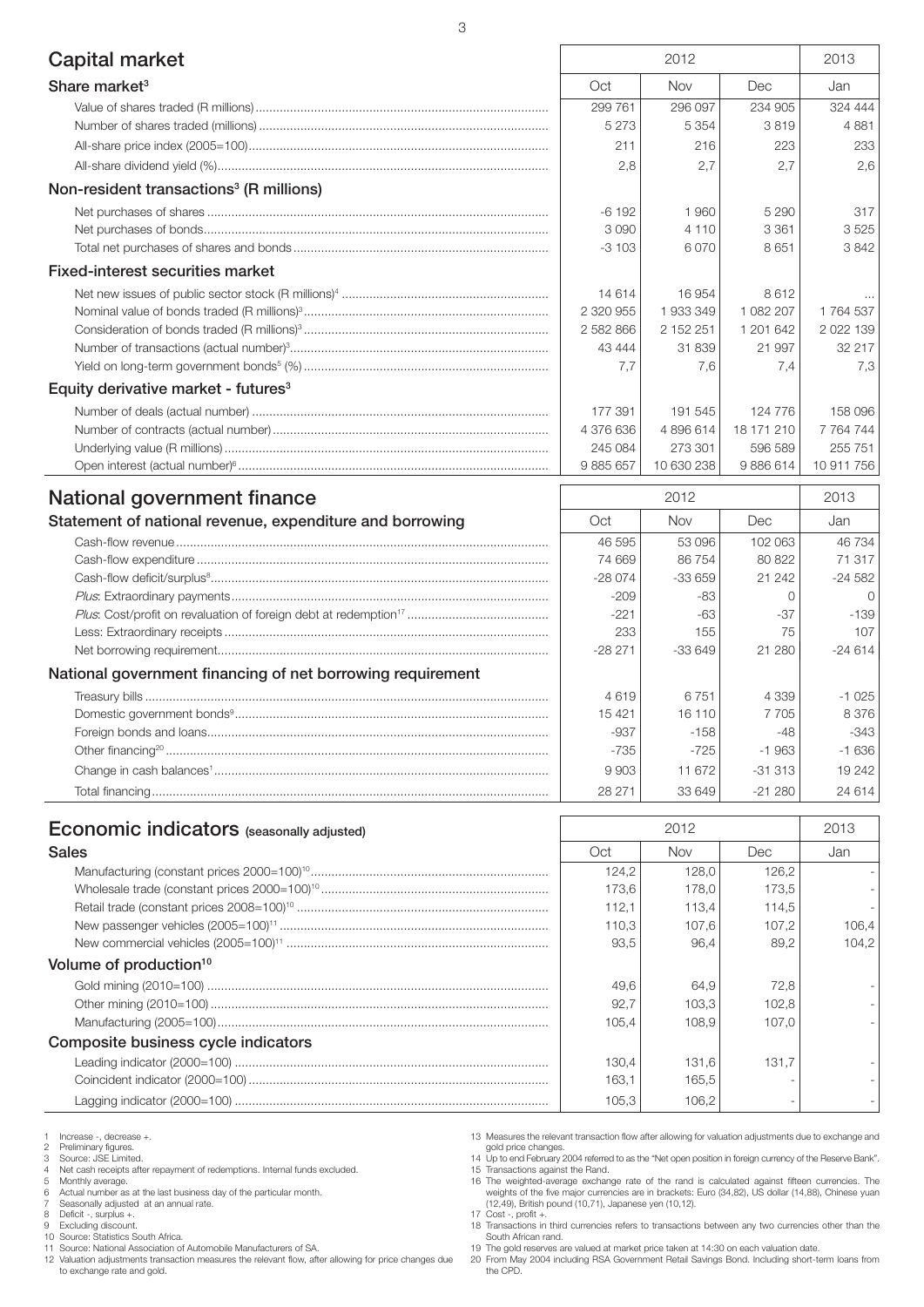## Capital market

| | 2012 | | | 2013 |
|---|---|---|---|---|
| **Share market**[3] | Oct | Nov | Dec | Jan |
| Value of shares traded (R millions) | 299 761 | 296 097 | 234 905 | 324 444 |
| Number of shares traded (millions) | 5 273 | 5 354 | 3 819 | 4 881 |
| All-share price index (2005=100) | 211 | 216 | 223 | 233 |
| All-share dividend yield (%) | 2,8 | 2,7 | 2,7 | 2,6 |
| **Non-resident transactions**[3] **(R millions)** | | | | |
| Net purchases of shares | -6 192 | 1 960 | 5 290 | 317 |
| Net purchases of bonds | 3 090 | 4 110 | 3 361 | 3 525 |
| Total net purchases of shares and bonds | -3 103 | 6 070 | 8 651 | 3 842 |
| **Fixed-interest securities market** | | | | |
| Net new issues of public sector stock (R millions)[4] | 14 614 | 16 954 | 8 612 | ... |
| Nominal value of bonds traded (R millions)[3] | 2 320 955 | 1 933 349 | 1 082 207 | 1 764 537 |
| Consideration of bonds traded (R millions)[3] | 2 582 866 | 2 152 251 | 1 201 642 | 2 022 139 |
| Number of transactions (actual number)[3] | 43 444 | 31 839 | 21 997 | 32 217 |
| Yield on long-term government bonds[5] (%) | 7,7 | 7,6 | 7,4 | 7,3 |
| **Equity derivative market - futures**[3] | | | | |
| Number of deals (actual number) | 177 391 | 191 545 | 124 776 | 158 096 |
| Number of contracts (actual number) | 4 376 636 | 4 896 614 | 18 171 210 | 7 764 744 |
| Underlying value (R millions) | 245 084 | 273 301 | 596 589 | 255 751 |
| Open interest (actual number)[6] | 9 885 657 | 10 630 238 | 9 886 614 | 10 911 756 |

## National government finance

| | 2012 | | | 2013 |
|---|---|---|---|---|
| **Statement of national revenue, expenditure and borrowing** | Oct | Nov | Dec | Jan |
| Cash-flow revenue | 46 595 | 53 096 | 102 063 | 46 734 |
| Cash-flow expenditure | 74 669 | 86 754 | 80 822 | 71 317 |
| Cash-flow deficit/surplus[8] | -28 074 | -33 659 | 21 242 | -24 582 |
| *Plus*: Extraordinary payments | -209 | -83 | 0 | 0 |
| *Plus*: Cost/profit on revaluation of foreign debt at redemption[17] | -221 | -63 | -37 | -139 |
| Less: Extraordinary receipts | 233 | 155 | 75 | 107 |
| Net borrowing requirement | -28 271 | -33 649 | 21 280 | -24 614 |
| **National government financing of net borrowing requirement** | | | | |
| Treasury bills | 4 619 | 6 751 | 4 339 | -1 025 |
| Domestic government bonds[9] | 15 421 | 16 110 | 7 705 | 8 376 |
| Foreign bonds and loans | -937 | -158 | -48 | -343 |
| Other financing[20] | -735 | -725 | -1 963 | -1 636 |
| Change in cash balances[1] | 9 903 | 11 672 | -31 313 | 19 242 |
| Total financing | 28 271 | 33 649 | -21 280 | 24 614 |

## Economic indicators (seasonally adjusted)

| | 2012 | | | 2013 |
|---|---|---|---|---|
| **Sales** | Oct | Nov | Dec | Jan |
| Manufacturing (constant prices 2000=100)[10] | 124,2 | 128,0 | 126,2 | - |
| Wholesale trade (constant prices 2000=100)[10] | 173,6 | 178,0 | 173,5 | - |
| Retail trade (constant prices 2008=100)[10] | 112,1 | 113,4 | 114,5 | - |
| New passenger vehicles (2005=100)[11] | 110,3 | 107,6 | 107,2 | 106,4 |
| New commercial vehicles (2005=100)[11] | 93,5 | 96,4 | 89,2 | 104,2 |
| **Volume of production**[10] | | | | |
| Gold mining (2010=100) | 49,6 | 64,9 | 72,8 | - |
| Other mining (2010=100) | 92,7 | 103,3 | 102,8 | - |
| Manufacturing (2005=100) | 105,4 | 108,9 | 107,0 | - |
| **Composite business cycle indicators** | | | | |
| Leading indicator (2000=100) | 130,4 | 131,6 | 131,7 | - |
| Coincident indicator (2000=100) | 163,1 | 165,5 | - | - |
| Lagging indicator (2000=100) | 105,3 | 106,2 | - | - |

1 Increase -, decrease +.
2 Preliminary figures.
3 Source: JSE Limited.
4 Net cash receipts after repayment of redemptions. Internal funds excluded.
5 Monthly average.
6 Actual number as at the last business day of the particular month.
7 Seasonally adjusted at an annual rate.
8 Deficit -, surplus +.
9 Excluding discount.
10 Source: Statistics South Africa.
11 Source: National Association of Automobile Manufacturers of SA.
12 Valuation adjustments transaction measures the relevant flow, after allowing for price changes due to exchange rate and gold.
13 Measures the relevant transaction flow after allowing for valuation adjustments due to exchange and gold price changes.
14 Up to end February 2004 referred to as the "Net open position in foreign currency of the Reserve Bank".
15 Transactions against the Rand.
16 The weighted-average exchange rate of the rand is calculated against fifteen currencies. The weights of the five major currencies are in brackets: Euro (34,82), US dollar (14,88), Chinese yuan (12,49), British pound (10,71), Japanese yen (10,12).
17 Cost -, profit +.
18 Transactions in third currencies refers to transactions between any two currencies other than the South African rand.
19 The gold reserves are valued at market price taken at 14:30 on each valuation date.
20 From May 2004 including RSA Government Retail Savings Bond. Including short-term loans from the CPD.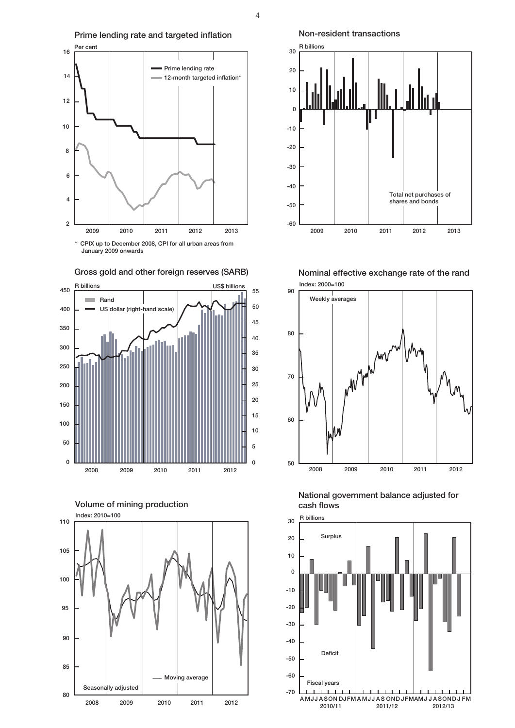## Prime lending rate and targeted inflation

Per cent

16
14
12
10
8
6
4
2

2009 2010 2011 2012 2013

Prime lending rate
12-month targeted inflation*

\* CPIX up to December 2008, CPI for all urban areas from January 2009 onwards

## Non-resident transactions

R billions

30
20
10
0
-10
-20
-30
-40
-50
-60

2009 2010 2011 2012 2013

Total net purchases of shares and bonds

## Gross gold and other foreign reserves (SARB)

R billions

US$ billions

450
400
350
300
250
200
150
100
50
0

55
50
45
40
35
30
25
20
15
10
5
0

2008 2009 2010 2011 2012

Rand
US dollar (right-hand scale)

## Nominal effective exchange rate of the rand

Index: 2000=100

90
80
70
60
50

2008 2009 2010 2011 2012

Weekly averages

## Volume of mining production

Index: 2010=100

110
105
100
95
90
85
80

2008 2009 2010 2011 2012

Moving average
Seasonally adjusted

## National government balance adjusted for cash flows

R billions

30
20
10
0
-10
-20
-30
-40
-50
-60
-70

Surplus
Deficit
Fiscal years

A M J J A S O N D J F M A M J J A S O N D J F M A M J J A S O N D J F M

2010/11 2011/12 2012/13